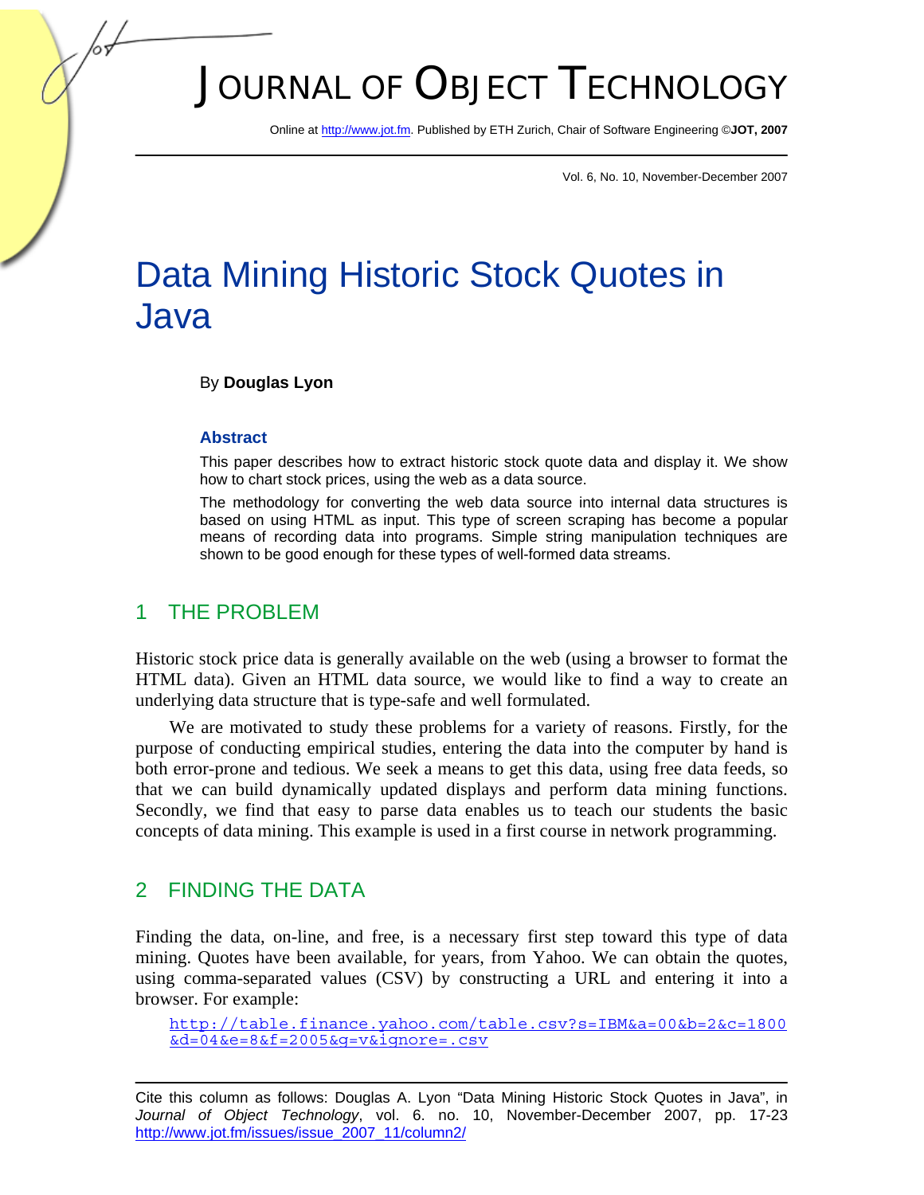# Data Mining Historic Stock Quotes in Java

By **Douglas Lyon**

### Abstract

This paper describes how to extract historic stock quote data and display it. We show how to chart stock prices, using the web as a data source.

The methodology for converting the web data source into internal data structures is based on using HTML as input. This type of screen scraping has become a popular means of recording data into programs. Simple string manipulation techniques are shown to be good enough for these types of well-formed data streams.

## 1 THE PROBLEM

Historic stock price data is generally available on the web (using a browser to format the HTML data). Given an HTML data source, we would like to find a way to create an underlying data structure that is type-safe and well formulated.

We are motivated to study these problems for a variety of reasons. Firstly, for the purpose of conducting empirical studies, entering the data into the computer by hand is both error-prone and tedious. We seek a means to get this data, using free data feeds, so that we can build dynamically updated displays and perform data mining functions. Secondly, we find that easy to parse data enables us to teach our students the basic concepts of data mining. This example is used in a first course in network programming.

## 2 FINDING THE DATA

Finding the data, on-line, and free, is a necessary first step toward this type of data mining. Quotes have been available, for years, from Yahoo. We can obtain the quotes, using comma-separated values (CSV) by constructing a URL and entering it into a browser. For example:

```
http://table.finance.yahoo.com/table.csv?s=IBM&a=00&b=2&c=1800&d=04&e=8&f=2005&g=v&ignore=.csv
```

Cite this column as follows: Douglas A. Lyon "Data Mining Historic Stock Quotes in Java", in *Journal of Object Technology*, vol. 6. no. 10, November-December 2007, pp. 17-23 http://www.jot.fm/issues/issue_2007_11/column2/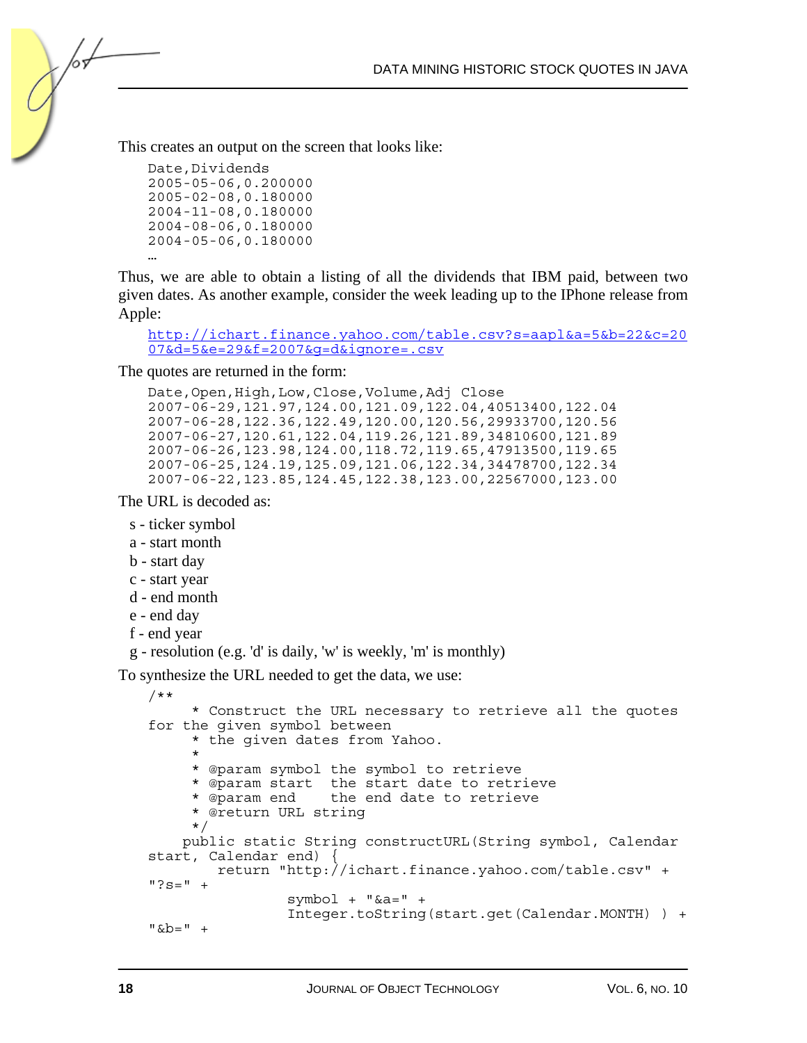This creates an output on the screen that looks like:

```
Date,Dividends
2005-05-06,0.200000
2005-02-08,0.180000
2004-11-08,0.180000
2004-08-06,0.180000
2004-05-06,0.180000
…
```

Thus, we are able to obtain a listing of all the dividends that IBM paid, between two given dates. As another example, consider the week leading up to the IPhone release from Apple:

http://ichart.finance.yahoo.com/table.csv?s=aapl&a=5&b=22&c=2007&d=5&e=29&f=2007&g=d&ignore=.csv

The quotes are returned in the form:

```
Date,Open,High,Low,Close,Volume,Adj Close
2007-06-29,121.97,124.00,121.09,122.04,40513400,122.04
2007-06-28,122.36,122.49,120.00,120.56,29933700,120.56
2007-06-27,120.61,122.04,119.26,121.89,34810600,121.89
2007-06-26,123.98,124.00,118.72,119.65,47913500,119.65
2007-06-25,124.19,125.09,121.06,122.34,34478700,122.34
2007-06-22,123.85,124.45,122.38,123.00,22567000,123.00
```

The URL is decoded as:

s - ticker symbol
a - start month
b - start day
c - start year
d - end month
e - end day
f - end year
g - resolution (e.g. 'd' is daily, 'w' is weekly, 'm' is monthly)

To synthesize the URL needed to get the data, we use:

```
/**
     * Construct the URL necessary to retrieve all the quotes
for the given symbol between
     * the given dates from Yahoo.
     *
     * @param symbol the symbol to retrieve
     * @param start  the start date to retrieve
     * @param end    the end date to retrieve
     * @return URL string
     */
    public static String constructURL(String symbol, Calendar
start, Calendar end) {
        return "http://ichart.finance.yahoo.com/table.csv" +
"?s=" +
                symbol + "&a=" +
                Integer.toString(start.get(Calendar.MONTH) ) +
"&b=" +
```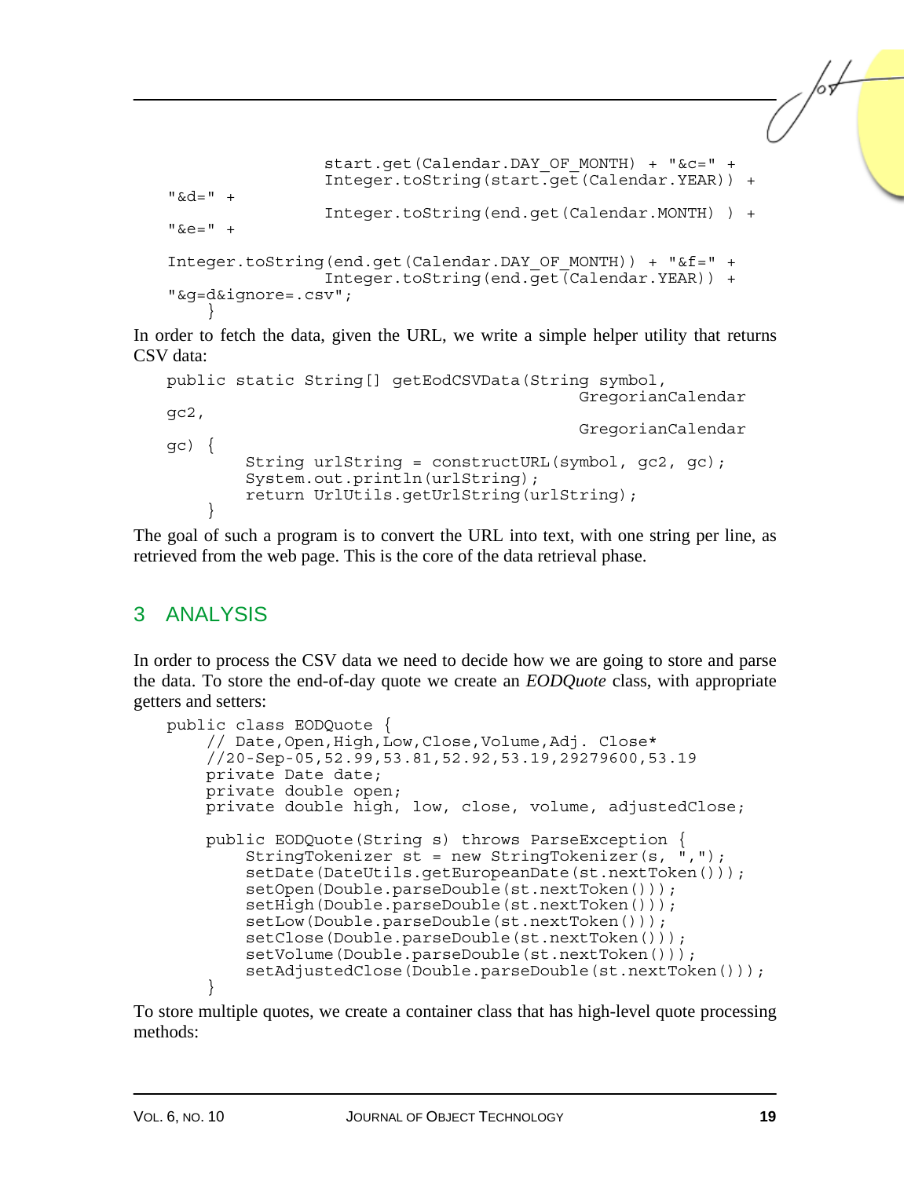```
                start.get(Calendar.DAY_OF_MONTH) + "&c=" +
                Integer.toString(start.get(Calendar.YEAR)) +
"&d=" +
                Integer.toString(end.get(Calendar.MONTH) ) +
"&e=" +
Integer.toString(end.get(Calendar.DAY_OF_MONTH)) + "&f=" +
                Integer.toString(end.get(Calendar.YEAR)) +
"&g=d&ignore=.csv";
    }
```

In order to fetch the data, given the URL, we write a simple helper utility that returns CSV data:

```
public static String[] getEodCSVData(String symbol,
                                     GregorianCalendar
gc2,
                                     GregorianCalendar
gc) {
        String urlString = constructURL(symbol, gc2, gc);
        System.out.println(urlString);
        return UrlUtils.getUrlString(urlString);
    }
```

The goal of such a program is to convert the URL into text, with one string per line, as retrieved from the web page. This is the core of the data retrieval phase.

## 3 ANALYSIS

In order to process the CSV data we need to decide how we are going to store and parse the data. To store the end-of-day quote we create an *EODQuote* class, with appropriate getters and setters:

```
public class EODQuote {
    // Date,Open,High,Low,Close,Volume,Adj. Close*
    //20-Sep-05,52.99,53.81,52.92,53.19,29279600,53.19
    private Date date;
    private double open;
    private double high, low, close, volume, adjustedClose;

    public EODQuote(String s) throws ParseException {
        StringTokenizer st = new StringTokenizer(s, ",");
        setDate(DateUtils.getEuropeanDate(st.nextToken()));
        setOpen(Double.parseDouble(st.nextToken()));
        setHigh(Double.parseDouble(st.nextToken()));
        setLow(Double.parseDouble(st.nextToken()));
        setClose(Double.parseDouble(st.nextToken()));
        setVolume(Double.parseDouble(st.nextToken()));
        setAdjustedClose(Double.parseDouble(st.nextToken()));
    }
```

To store multiple quotes, we create a container class that has high-level quote processing methods: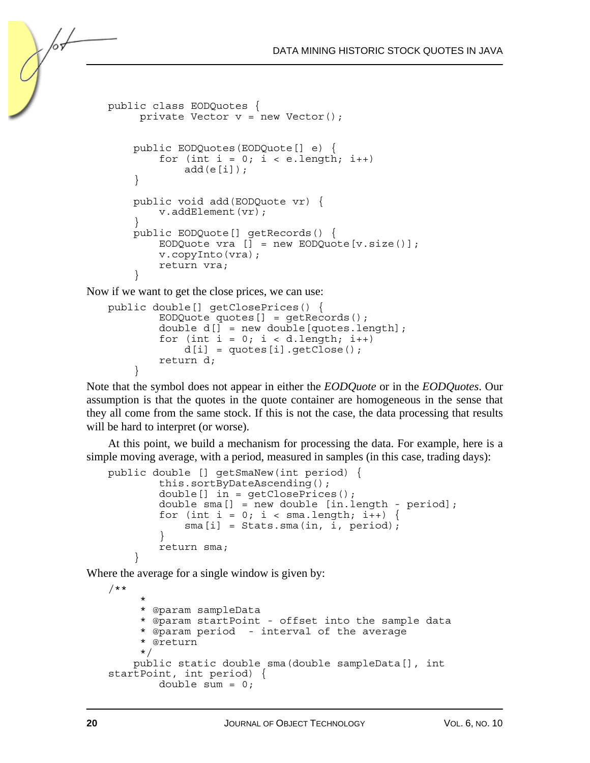```
public class EODQuotes {
     private Vector v = new Vector();


    public EODQuotes(EODQuote[] e) {
        for (int i = 0; i < e.length; i++)
            add(e[i]);
    }

    public void add(EODQuote vr) {
        v.addElement(vr);
    }
    public EODQuote[] getRecords() {
        EODQuote vra [] = new EODQuote[v.size()];
        v.copyInto(vra);
        return vra;
    }
```

Now if we want to get the close prices, we can use:

```
public double[] getClosePrices() {
        EODQuote quotes[] = getRecords();
        double d[] = new double[quotes.length];
        for (int i = 0; i < d.length; i++)
            d[i] = quotes[i].getClose();
        return d;
    }
```

Note that the symbol does not appear in either the *EODQuote* or in the *EODQuotes*. Our assumption is that the quotes in the quote container are homogeneous in the sense that they all come from the same stock. If this is not the case, the data processing that results will be hard to interpret (or worse).

At this point, we build a mechanism for processing the data. For example, here is a simple moving average, with a period, measured in samples (in this case, trading days):

```
public double [] getSmaNew(int period) {
        this.sortByDateAscending();
        double[] in = getClosePrices();
        double sma[] = new double [in.length - period];
        for (int i = 0; i < sma.length; i++) {
            sma[i] = Stats.sma(in, i, period);
        }
        return sma;
    }
```

Where the average for a single window is given by:

```
/**
     *
     * @param sampleData
     * @param startPoint - offset into the sample data
     * @param period  - interval of the average
     * @return
     */
    public static double sma(double sampleData[], int
startPoint, int period) {
        double sum = 0;
```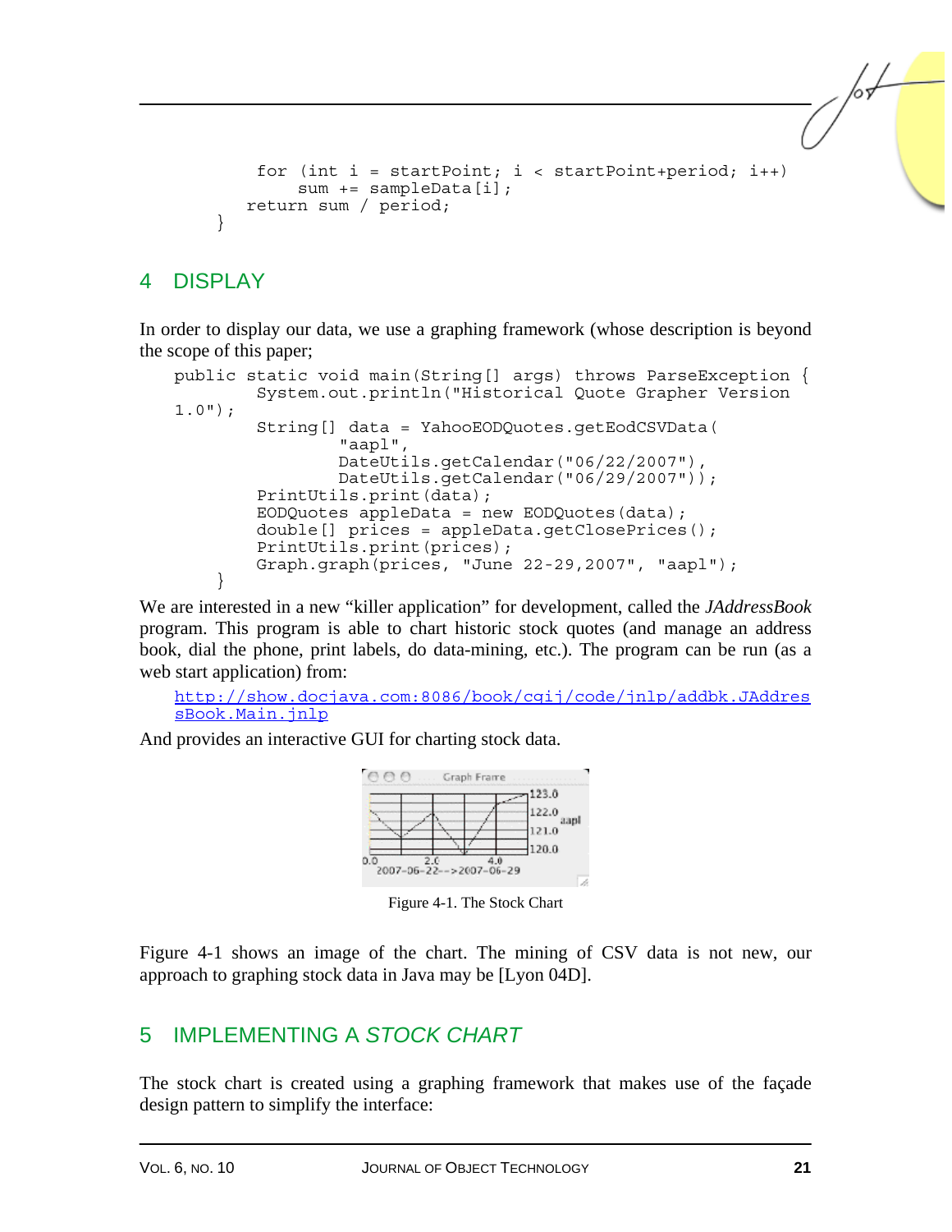```
        for (int i = startPoint; i < startPoint+period; i++)
            sum += sampleData[i];
        return sum / period;
    }
```

## 4 DISPLAY

In order to display our data, we use a graphing framework (whose description is beyond the scope of this paper;

```
public static void main(String[] args) throws ParseException {
        System.out.println("Historical Quote Grapher Version 1.0");
        String[] data = YahooEODQuotes.getEodCSVData(
                "aapl",
                DateUtils.getCalendar("06/22/2007"),
                DateUtils.getCalendar("06/29/2007"));
        PrintUtils.print(data);
        EODQuotes appleData = new EODQuotes(data);
        double[] prices = appleData.getClosePrices();
        PrintUtils.print(prices);
        Graph.graph(prices, "June 22-29,2007", "aapl");
    }
```

We are interested in a new "killer application" for development, called the *JAddressBook* program. This program is able to chart historic stock quotes (and manage an address book, dial the phone, print labels, do data-mining, etc.). The program can be run (as a web start application) from:

http://show.docjava.com:8086/book/cgij/code/jnlp/addbk.JAddressBook.Main.jnlp

And provides an interactive GUI for charting stock data.

Figure 4-1. The Stock Chart

Figure 4-1 shows an image of the chart. The mining of CSV data is not new, our approach to graphing stock data in Java may be [Lyon 04D].

## 5 IMPLEMENTING A *STOCK CHART*

The stock chart is created using a graphing framework that makes use of the façade design pattern to simplify the interface: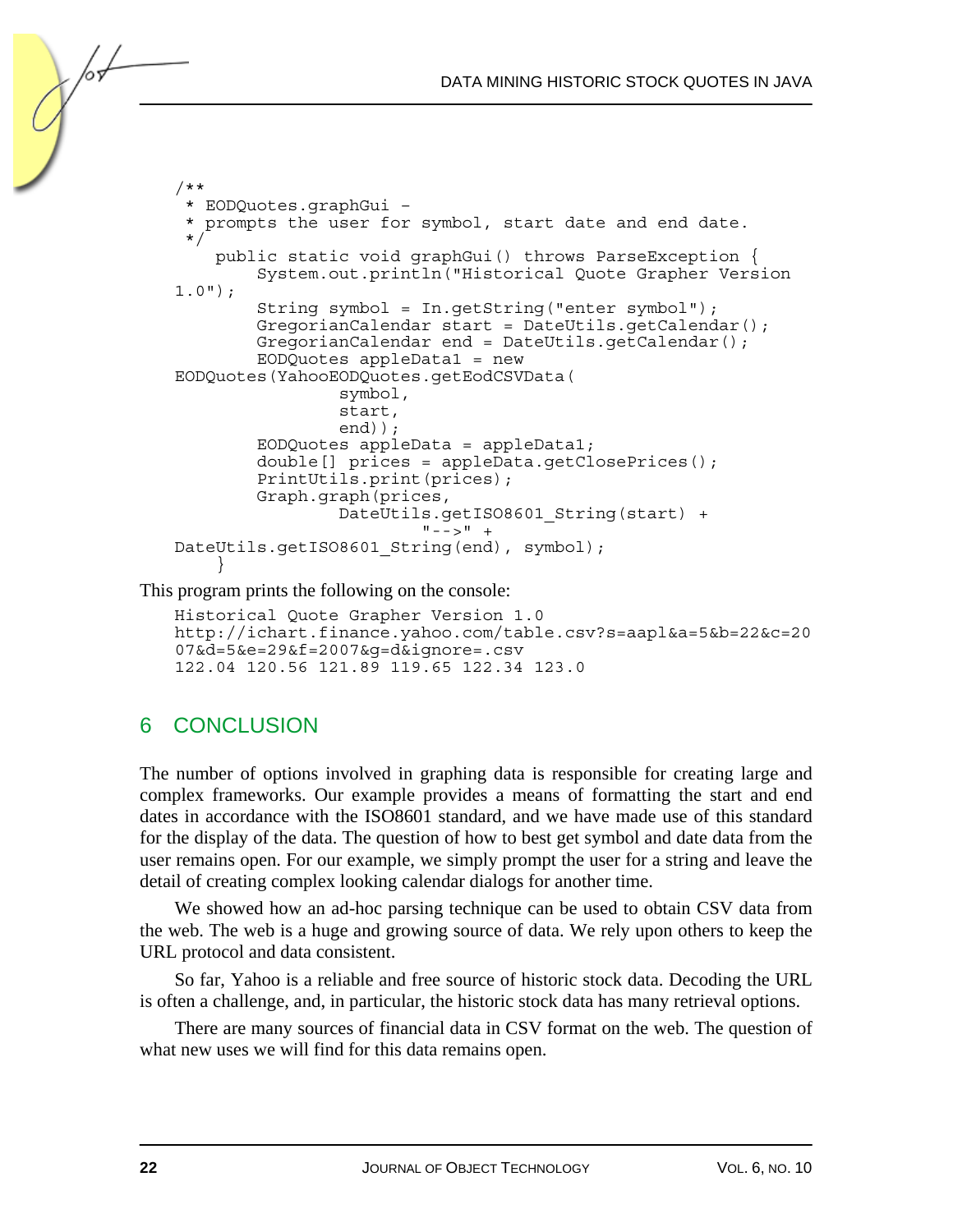```
/**
 * EODQuotes.graphGui -
 * prompts the user for symbol, start date and end date.
 */
    public static void graphGui() throws ParseException {
        System.out.println("Historical Quote Grapher Version 
1.0");
        String symbol = In.getString("enter symbol");
        GregorianCalendar start = DateUtils.getCalendar();
        GregorianCalendar end = DateUtils.getCalendar();
        EODQuotes appleData1 = new 
EODQuotes(YahooEODQuotes.getEodCSVData(
                symbol,
                start,
                end));
        EODQuotes appleData = appleData1;
        double[] prices = appleData.getClosePrices();
        PrintUtils.print(prices);
        Graph.graph(prices,
                DateUtils.getISO8601_String(start) +
                        "-->" +
DateUtils.getISO8601_String(end), symbol);
    }
```

This program prints the following on the console:

```
Historical Quote Grapher Version 1.0
http://ichart.finance.yahoo.com/table.csv?s=aapl&a=5&b=22&c=20
07&d=5&e=29&f=2007&g=d&ignore=.csv
122.04 120.56 121.89 119.65 122.34 123.0
```

## 6 CONCLUSION

The number of options involved in graphing data is responsible for creating large and complex frameworks. Our example provides a means of formatting the start and end dates in accordance with the ISO8601 standard, and we have made use of this standard for the display of the data. The question of how to best get symbol and date data from the user remains open. For our example, we simply prompt the user for a string and leave the detail of creating complex looking calendar dialogs for another time.

We showed how an ad-hoc parsing technique can be used to obtain CSV data from the web. The web is a huge and growing source of data. We rely upon others to keep the URL protocol and data consistent.

So far, Yahoo is a reliable and free source of historic stock data. Decoding the URL is often a challenge, and, in particular, the historic stock data has many retrieval options.

There are many sources of financial data in CSV format on the web. The question of what new uses we will find for this data remains open.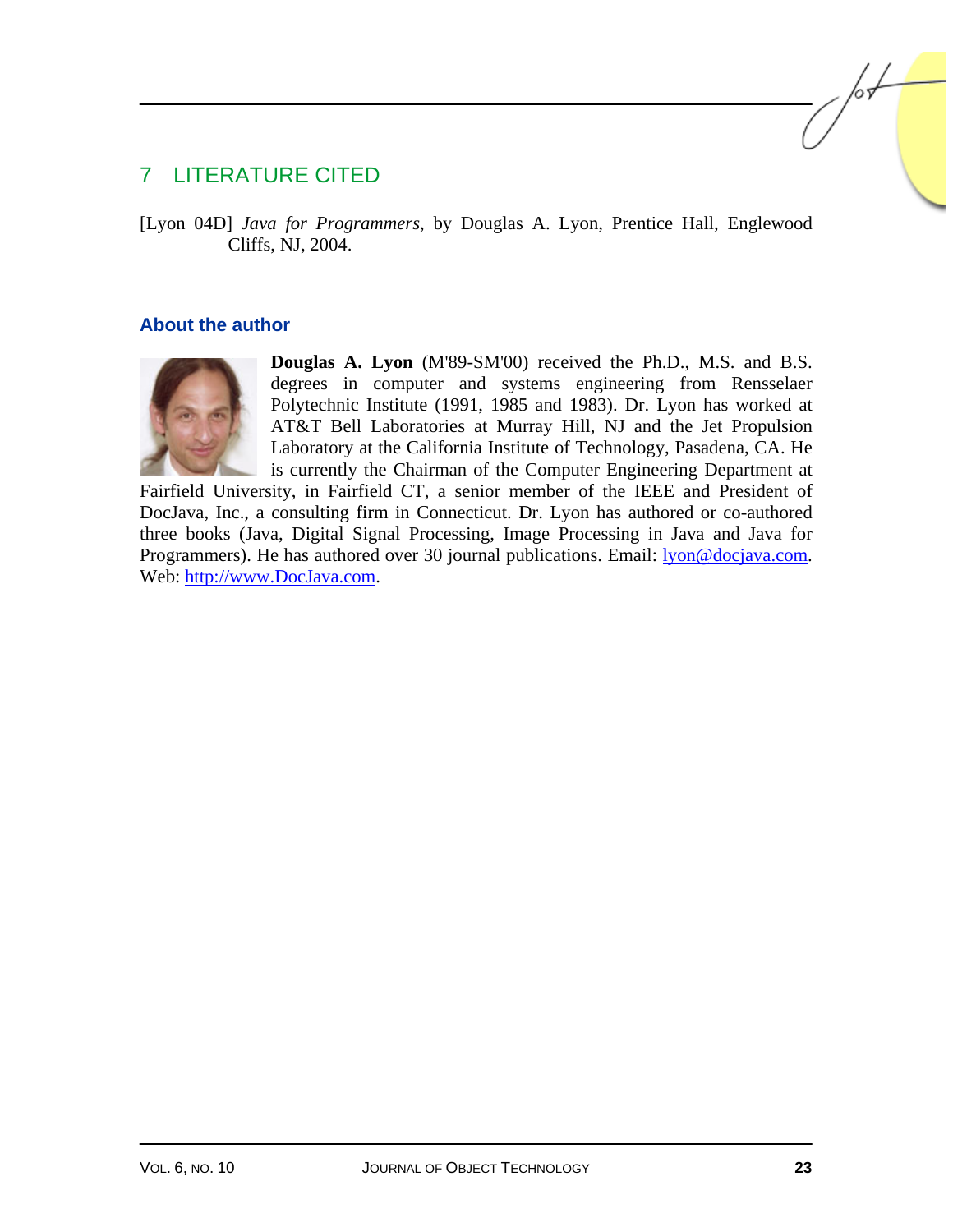## 7 LITERATURE CITED

[Lyon 04D] *Java for Programmers*, by Douglas A. Lyon, Prentice Hall, Englewood Cliffs, NJ, 2004.

### About the author

**Douglas A. Lyon** (M'89-SM'00) received the Ph.D., M.S. and B.S. degrees in computer and systems engineering from Rensselaer Polytechnic Institute (1991, 1985 and 1983). Dr. Lyon has worked at AT&T Bell Laboratories at Murray Hill, NJ and the Jet Propulsion Laboratory at the California Institute of Technology, Pasadena, CA. He is currently the Chairman of the Computer Engineering Department at Fairfield University, in Fairfield CT, a senior member of the IEEE and President of DocJava, Inc., a consulting firm in Connecticut. Dr. Lyon has authored or co-authored three books (Java, Digital Signal Processing, Image Processing in Java and Java for Programmers). He has authored over 30 journal publications. Email: lyon@docjava.com. Web: http://www.DocJava.com.